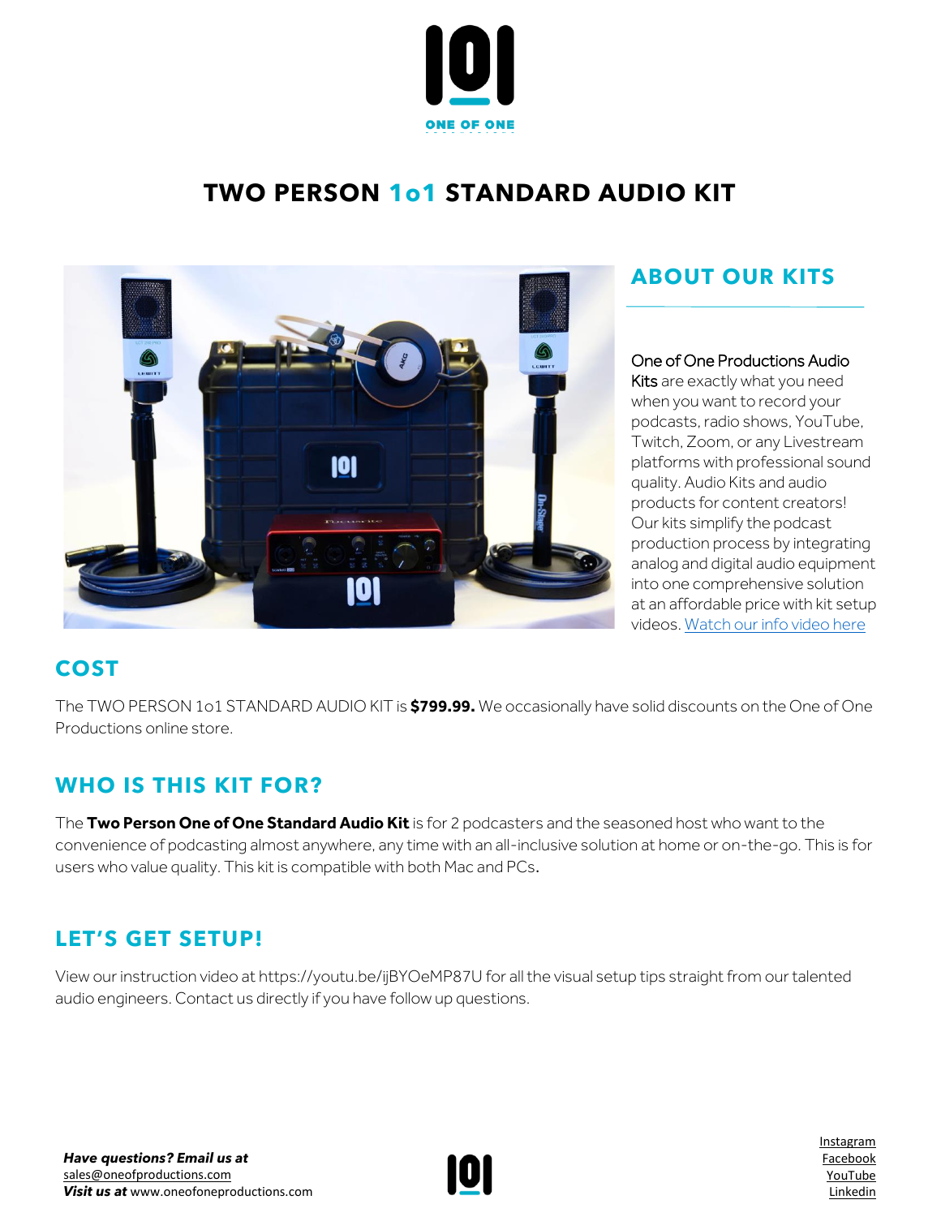ONE OF ONE

# TWO PERSON 1o1 STANDARD AUDIO KIT

## ABOUT OUR KITS

One of One Productions Audio Kits are exactly what you need when you want to record your podcasts, radio shows, YouTube, Twitch, Zoom, or any Livestream platforms with professional sound quality. Audio Kits and audio products for content creators! Our kits simplify the podcast production process by integrating analog and digital audio equipment into one comprehensive solution at an affordable price with kit setup videos. Watch our info video here

## COST

The TWO PERSON 1o1 STANDARD AUDIO KIT is **$799.99.** We occasionally have solid discounts on the One of One Productions online store.

## WHO IS THIS KIT FOR?

The **Two Person One of One Standard Audio Kit** is for 2 podcasters and the seasoned host who want to the convenience of podcasting almost anywhere, any time with an all-inclusive solution at home or on-the-go. This is for users who value quality. This kit is compatible with both Mac and PCs.

## LET'S GET SETUP!

View our instruction video at https://youtu.be/ijBYOeMP87U for all the visual setup tips straight from our talented audio engineers. Contact us directly if you have follow up questions.

***Have questions? Email us at***
sales@oneofproductions.com
***Visit us at*** www.oneofoneproductions.com

Instagram
Facebook
YouTube
Linkedin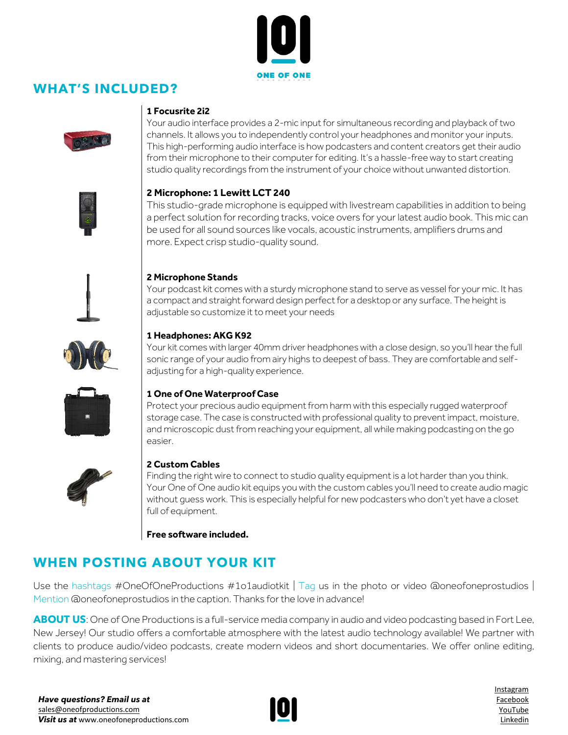## WHAT'S INCLUDED?

**1 Focusrite 2i2**
Your audio interface provides a 2-mic input for simultaneous recording and playback of two channels. It allows you to independently control your headphones and monitor your inputs. This high-performing audio interface is how podcasters and content creators get their audio from their microphone to their computer for editing. It's a hassle-free way to start creating studio quality recordings from the instrument of your choice without unwanted distortion.

**2 Microphone: 1 Lewitt LCT 240**
This studio-grade microphone is equipped with livestream capabilities in addition to being a perfect solution for recording tracks, voice overs for your latest audio book. This mic can be used for all sound sources like vocals, acoustic instruments, amplifiers drums and more. Expect crisp studio-quality sound.

**2 Microphone Stands**
Your podcast kit comes with a sturdy microphone stand to serve as vessel for your mic. It has a compact and straight forward design perfect for a desktop or any surface. The height is adjustable so customize it to meet your needs

**1 Headphones: AKG K92**
Your kit comes with larger 40mm driver headphones with a close design, so you'll hear the full sonic range of your audio from airy highs to deepest of bass. They are comfortable and self-adjusting for a high-quality experience.

**1 One of One Waterproof Case**
Protect your precious audio equipment from harm with this especially rugged waterproof storage case. The case is constructed with professional quality to prevent impact, moisture, and microscopic dust from reaching your equipment, all while making podcasting on the go easier.

**2 Custom Cables**
Finding the right wire to connect to studio quality equipment is a lot harder than you think. Your One of One audio kit equips you with the custom cables you'll need to create audio magic without guess work. This is especially helpful for new podcasters who don't yet have a closet full of equipment.

**Free software included.**

## WHEN POSTING ABOUT YOUR KIT

Use the hashtags #OneOfOneProductions #1o1audiotkit | Tag us in the photo or video @oneofoneprostudios | Mention @oneofoneprostudios in the caption. Thanks for the love in advance!

**ABOUT US**: One of One Productions is a full-service media company in audio and video podcasting based in Fort Lee, New Jersey! Our studio offers a comfortable atmosphere with the latest audio technology available! We partner with clients to produce audio/video podcasts, create modern videos and short documentaries. We offer online editing, mixing, and mastering services!

***Have questions? Email us at***
sales@oneofproductions.com
***Visit us at*** www.oneofoneproductions.com

Instagram
Facebook
YouTube
Linkedin